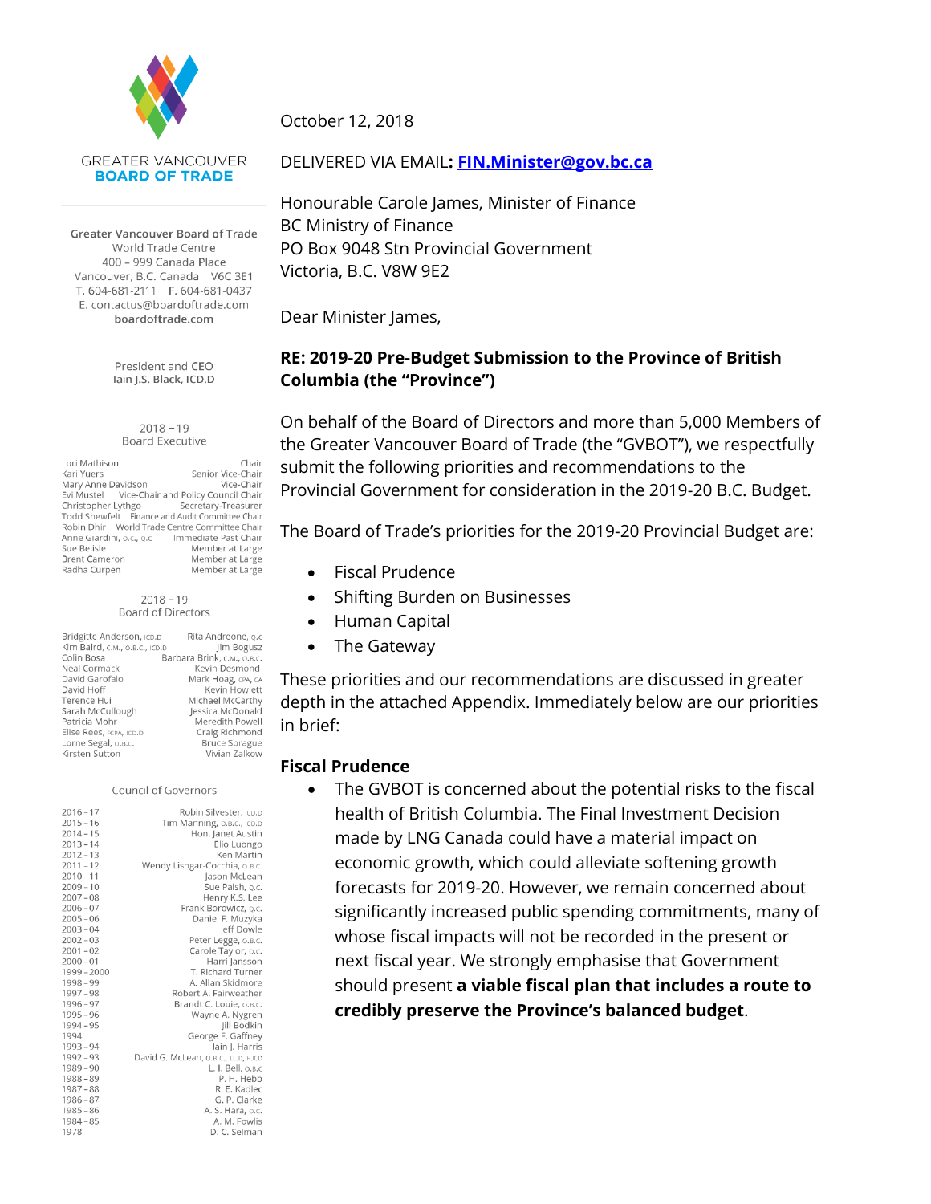GREATER VANCOUVER
**BOARD OF TRADE**

Greater Vancouver Board of Trade
World Trade Centre
400 – 999 Canada Place
Vancouver, B.C. Canada V6C 3E1
T. 604-681-2111 F. 604-681-0437
E. contactus@boardoftrade.com
boardoftrade.com

President and CEO
Iain J.S. Black, ICD.D

2018 – 19
Board Executive

| | |
|---|---|
| Lori Mathison | Chair |
| Kari Yuers | Senior Vice-Chair |
| Mary Anne Davidson | Vice-Chair |
| Evi Mustel | Vice-Chair and Policy Council Chair |
| Christopher Lythgo | Secretary-Treasurer |
| Todd Shewfelt | Finance and Audit Committee Chair |
| Robin Dhir | World Trade Centre Committee Chair |
| Anne Giardini, O.C., Q.C | Immediate Past Chair |
| Sue Belisle | Member at Large |
| Brent Cameron | Member at Large |
| Radha Curpen | Member at Large |

2018 – 19
Board of Directors

| | |
|---|---|
| Bridgitte Anderson, ICD.D | Rita Andreone, Q.C |
| Kim Baird, C.M., O.B.C., ICD.D | Jim Bogusz |
| Colin Bosa | Barbara Brink, C.M., O.B.C. |
| Neal Cormack | Kevin Desmond |
| David Garofalo | Mark Hoag, CPA, CA |
| David Hoff | Kevin Howlett |
| Terence Hui | Michael McCarthy |
| Sarah McCullough | Jessica McDonald |
| Patricia Mohr | Meredith Powell |
| Elise Rees, FCPA, ICD.D | Craig Richmond |
| Lorne Segal, O.B.C. | Bruce Sprague |
| Kirsten Sutton | Vivian Zalkow |

Council of Governors

| | |
|---|---|
| 2016 – 17 | Robin Silvester, ICD.D |
| 2015 – 16 | Tim Manning, O.B.C., ICD.D |
| 2014 – 15 | Hon. Janet Austin |
| 2013 – 14 | Elio Luongo |
| 2012 – 13 | Ken Martin |
| 2011 – 12 | Wendy Lisogar-Cocchia, O.B.C. |
| 2010 – 11 | Jason McLean |
| 2009 – 10 | Sue Paish, Q.C. |
| 2007 – 08 | Henry K.S. Lee |
| 2006 – 07 | Frank Borowicz, Q.C. |
| 2005 – 06 | Daniel F. Muzyka |
| 2003 – 04 | Jeff Dowle |
| 2002 – 03 | Peter Legge, O.B.C. |
| 2001 – 02 | Carole Taylor, O.C. |
| 2000 – 01 | Harri Jansson |
| 1999 – 2000 | T. Richard Turner |
| 1998 – 99 | A. Allan Skidmore |
| 1997 – 98 | Robert A. Fairweather |
| 1996 – 97 | Brandt C. Louie, O.B.C. |
| 1995 – 96 | Wayne A. Nygren |
| 1994 – 95 | Jill Bodkin |
| 1994 | George F. Gaffney |
| 1993 – 94 | Iain J. Harris |
| 1992 – 93 | David G. McLean, O.B.C., LL.D, F.ICD |
| 1989 – 90 | L. I. Bell, O.B.C |
| 1988 – 89 | P. H. Hebb |
| 1987 – 88 | R. E. Kadlec |
| 1986 – 87 | G. P. Clarke |
| 1985 – 86 | A. S. Hara, O.C. |
| 1984 – 85 | A. M. Fowlis |
| 1978 | D. C. Selman |

October 12, 2018

DELIVERED VIA EMAIL: **FIN.Minister@gov.bc.ca**

Honourable Carole James, Minister of Finance
BC Ministry of Finance
PO Box 9048 Stn Provincial Government
Victoria, B.C. V8W 9E2

Dear Minister James,

**RE: 2019-20 Pre-Budget Submission to the Province of British Columbia (the "Province")**

On behalf of the Board of Directors and more than 5,000 Members of the Greater Vancouver Board of Trade (the "GVBOT"), we respectfully submit the following priorities and recommendations to the Provincial Government for consideration in the 2019-20 B.C. Budget.

The Board of Trade's priorities for the 2019-20 Provincial Budget are:

- Fiscal Prudence
- Shifting Burden on Businesses
- Human Capital
- The Gateway

These priorities and our recommendations are discussed in greater depth in the attached Appendix. Immediately below are our priorities in brief:

**Fiscal Prudence**

- The GVBOT is concerned about the potential risks to the fiscal health of British Columbia. The Final Investment Decision made by LNG Canada could have a material impact on economic growth, which could alleviate softening growth forecasts for 2019-20. However, we remain concerned about significantly increased public spending commitments, many of whose fiscal impacts will not be recorded in the present or next fiscal year. We strongly emphasise that Government should present **a viable fiscal plan that includes a route to credibly preserve the Province's balanced budget**.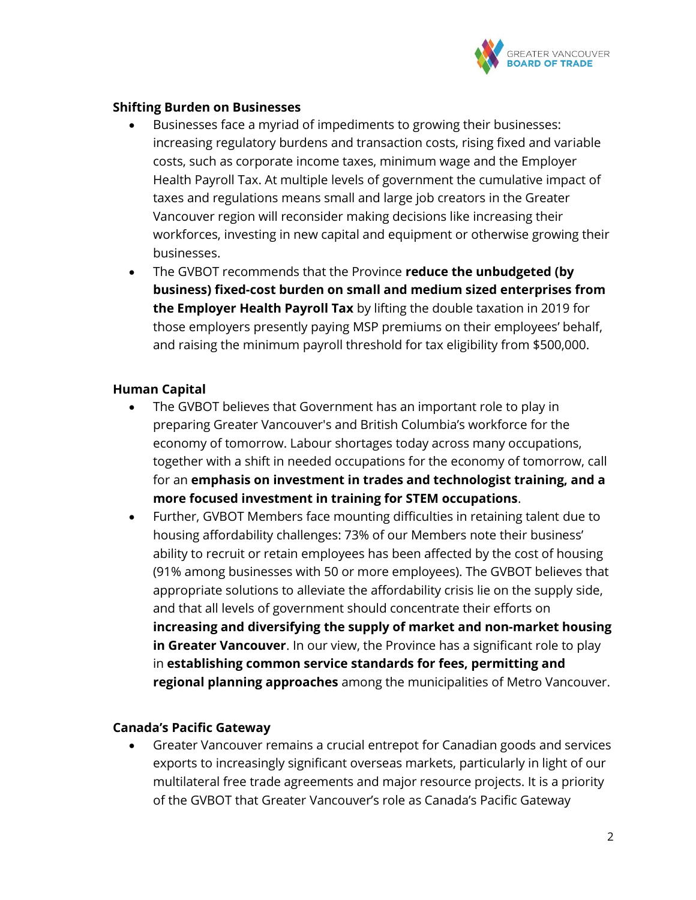**Shifting Burden on Businesses**

- Businesses face a myriad of impediments to growing their businesses: increasing regulatory burdens and transaction costs, rising fixed and variable costs, such as corporate income taxes, minimum wage and the Employer Health Payroll Tax. At multiple levels of government the cumulative impact of taxes and regulations means small and large job creators in the Greater Vancouver region will reconsider making decisions like increasing their workforces, investing in new capital and equipment or otherwise growing their businesses.
- The GVBOT recommends that the Province **reduce the unbudgeted (by business) fixed-cost burden on small and medium sized enterprises from the Employer Health Payroll Tax** by lifting the double taxation in 2019 for those employers presently paying MSP premiums on their employees' behalf, and raising the minimum payroll threshold for tax eligibility from $500,000.

**Human Capital**

- The GVBOT believes that Government has an important role to play in preparing Greater Vancouver's and British Columbia's workforce for the economy of tomorrow. Labour shortages today across many occupations, together with a shift in needed occupations for the economy of tomorrow, call for an **emphasis on investment in trades and technologist training, and a more focused investment in training for STEM occupations**.
- Further, GVBOT Members face mounting difficulties in retaining talent due to housing affordability challenges: 73% of our Members note their business' ability to recruit or retain employees has been affected by the cost of housing (91% among businesses with 50 or more employees). The GVBOT believes that appropriate solutions to alleviate the affordability crisis lie on the supply side, and that all levels of government should concentrate their efforts on **increasing and diversifying the supply of market and non-market housing in Greater Vancouver**. In our view, the Province has a significant role to play in **establishing common service standards for fees, permitting and regional planning approaches** among the municipalities of Metro Vancouver.

**Canada's Pacific Gateway**

- Greater Vancouver remains a crucial entrepot for Canadian goods and services exports to increasingly significant overseas markets, particularly in light of our multilateral free trade agreements and major resource projects. It is a priority of the GVBOT that Greater Vancouver's role as Canada's Pacific Gateway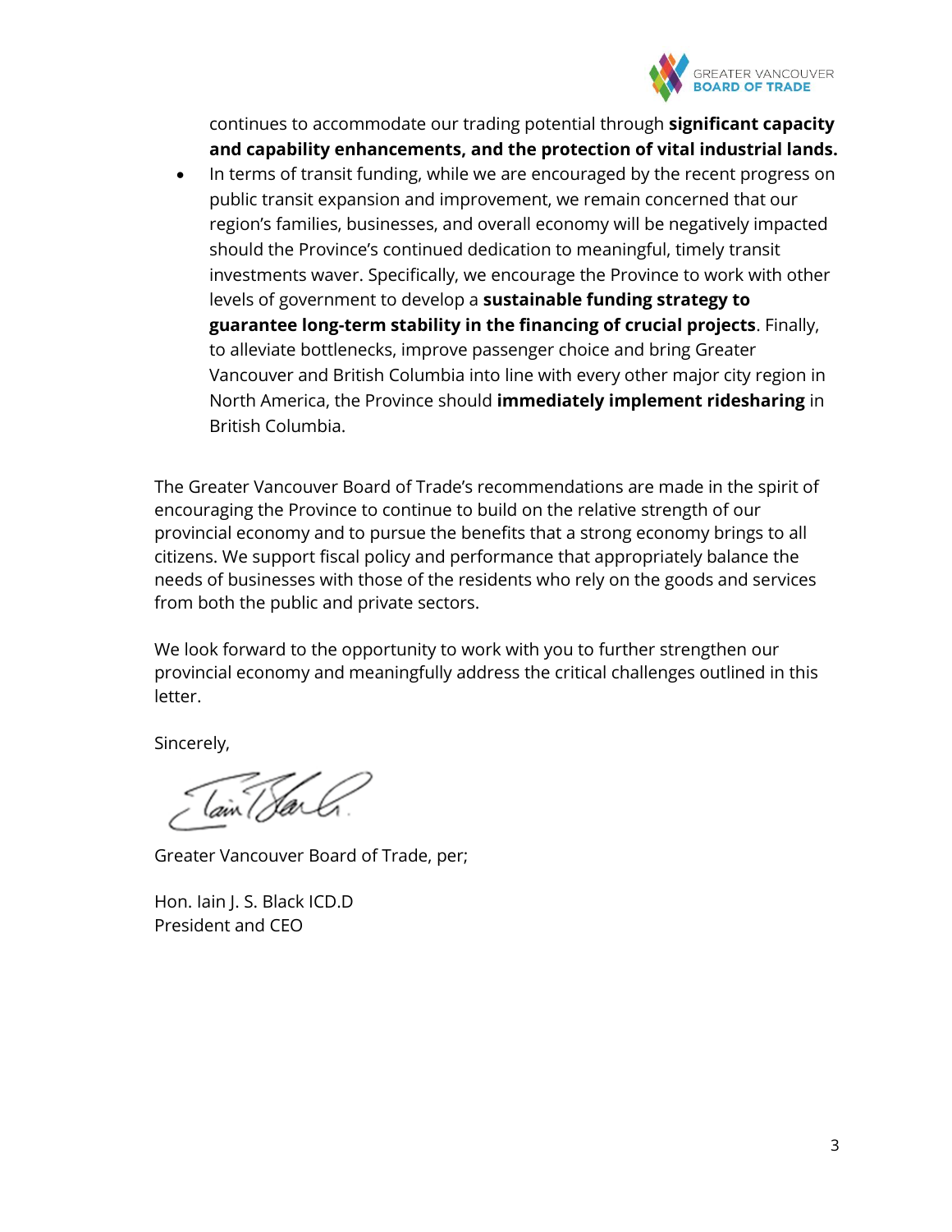continues to accommodate our trading potential through **significant capacity and capability enhancements, and the protection of vital industrial lands.**

- In terms of transit funding, while we are encouraged by the recent progress on public transit expansion and improvement, we remain concerned that our region's families, businesses, and overall economy will be negatively impacted should the Province's continued dedication to meaningful, timely transit investments waver. Specifically, we encourage the Province to work with other levels of government to develop a **sustainable funding strategy to guarantee long-term stability in the financing of crucial projects**. Finally, to alleviate bottlenecks, improve passenger choice and bring Greater Vancouver and British Columbia into line with every other major city region in North America, the Province should **immediately implement ridesharing** in British Columbia.

The Greater Vancouver Board of Trade's recommendations are made in the spirit of encouraging the Province to continue to build on the relative strength of our provincial economy and to pursue the benefits that a strong economy brings to all citizens. We support fiscal policy and performance that appropriately balance the needs of businesses with those of the residents who rely on the goods and services from both the public and private sectors.

We look forward to the opportunity to work with you to further strengthen our provincial economy and meaningfully address the critical challenges outlined in this letter.

Sincerely,

Greater Vancouver Board of Trade, per;

Hon. Iain J. S. Black ICD.D
President and CEO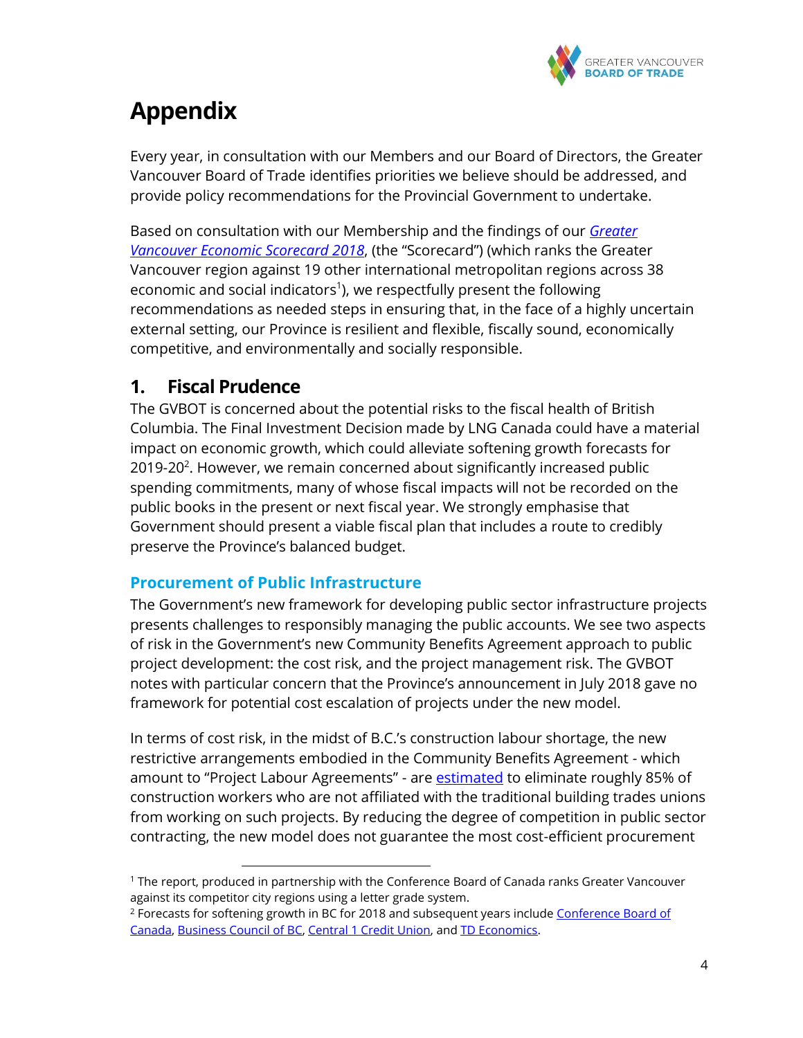# Appendix

Every year, in consultation with our Members and our Board of Directors, the Greater Vancouver Board of Trade identifies priorities we believe should be addressed, and provide policy recommendations for the Provincial Government to undertake.

Based on consultation with our Membership and the findings of our *Greater Vancouver Economic Scorecard 2018*, (the "Scorecard") (which ranks the Greater Vancouver region against 19 other international metropolitan regions across 38 economic and social indicators[1]), we respectfully present the following recommendations as needed steps in ensuring that, in the face of a highly uncertain external setting, our Province is resilient and flexible, fiscally sound, economically competitive, and environmentally and socially responsible.

## 1. Fiscal Prudence

The GVBOT is concerned about the potential risks to the fiscal health of British Columbia. The Final Investment Decision made by LNG Canada could have a material impact on economic growth, which could alleviate softening growth forecasts for 2019-20[2]. However, we remain concerned about significantly increased public spending commitments, many of whose fiscal impacts will not be recorded on the public books in the present or next fiscal year. We strongly emphasise that Government should present a viable fiscal plan that includes a route to credibly preserve the Province's balanced budget.

### Procurement of Public Infrastructure

The Government's new framework for developing public sector infrastructure projects presents challenges to responsibly managing the public accounts. We see two aspects of risk in the Government's new Community Benefits Agreement approach to public project development: the cost risk, and the project management risk. The GVBOT notes with particular concern that the Province's announcement in July 2018 gave no framework for potential cost escalation of projects under the new model.

In terms of cost risk, in the midst of B.C.'s construction labour shortage, the new restrictive arrangements embodied in the Community Benefits Agreement - which amount to "Project Labour Agreements" - are estimated to eliminate roughly 85% of construction workers who are not affiliated with the traditional building trades unions from working on such projects. By reducing the degree of competition in public sector contracting, the new model does not guarantee the most cost-efficient procurement

---

[1] The report, produced in partnership with the Conference Board of Canada ranks Greater Vancouver against its competitor city regions using a letter grade system.

[2] Forecasts for softening growth in BC for 2018 and subsequent years include Conference Board of Canada, Business Council of BC, Central 1 Credit Union, and TD Economics.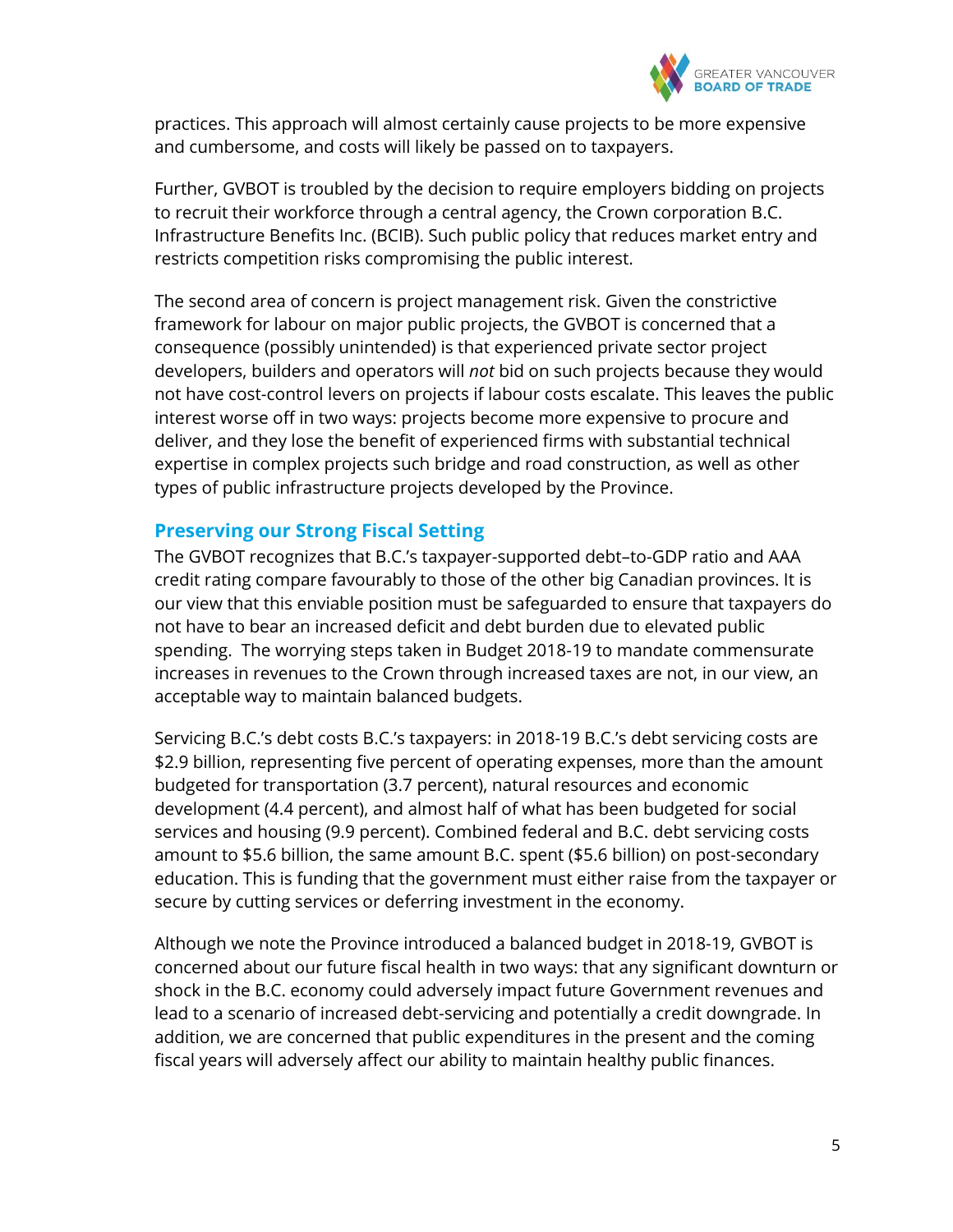practices. This approach will almost certainly cause projects to be more expensive and cumbersome, and costs will likely be passed on to taxpayers.

Further, GVBOT is troubled by the decision to require employers bidding on projects to recruit their workforce through a central agency, the Crown corporation B.C. Infrastructure Benefits Inc. (BCIB). Such public policy that reduces market entry and restricts competition risks compromising the public interest.

The second area of concern is project management risk. Given the constrictive framework for labour on major public projects, the GVBOT is concerned that a consequence (possibly unintended) is that experienced private sector project developers, builders and operators will *not* bid on such projects because they would not have cost-control levers on projects if labour costs escalate. This leaves the public interest worse off in two ways: projects become more expensive to procure and deliver, and they lose the benefit of experienced firms with substantial technical expertise in complex projects such bridge and road construction, as well as other types of public infrastructure projects developed by the Province.

## Preserving our Strong Fiscal Setting

The GVBOT recognizes that B.C.'s taxpayer-supported debt–to-GDP ratio and AAA credit rating compare favourably to those of the other big Canadian provinces. It is our view that this enviable position must be safeguarded to ensure that taxpayers do not have to bear an increased deficit and debt burden due to elevated public spending. The worrying steps taken in Budget 2018-19 to mandate commensurate increases in revenues to the Crown through increased taxes are not, in our view, an acceptable way to maintain balanced budgets.

Servicing B.C.'s debt costs B.C.'s taxpayers: in 2018-19 B.C.'s debt servicing costs are $2.9 billion, representing five percent of operating expenses, more than the amount budgeted for transportation (3.7 percent), natural resources and economic development (4.4 percent), and almost half of what has been budgeted for social services and housing (9.9 percent). Combined federal and B.C. debt servicing costs amount to $5.6 billion, the same amount B.C. spent ($5.6 billion) on post-secondary education. This is funding that the government must either raise from the taxpayer or secure by cutting services or deferring investment in the economy.

Although we note the Province introduced a balanced budget in 2018-19, GVBOT is concerned about our future fiscal health in two ways: that any significant downturn or shock in the B.C. economy could adversely impact future Government revenues and lead to a scenario of increased debt-servicing and potentially a credit downgrade. In addition, we are concerned that public expenditures in the present and the coming fiscal years will adversely affect our ability to maintain healthy public finances.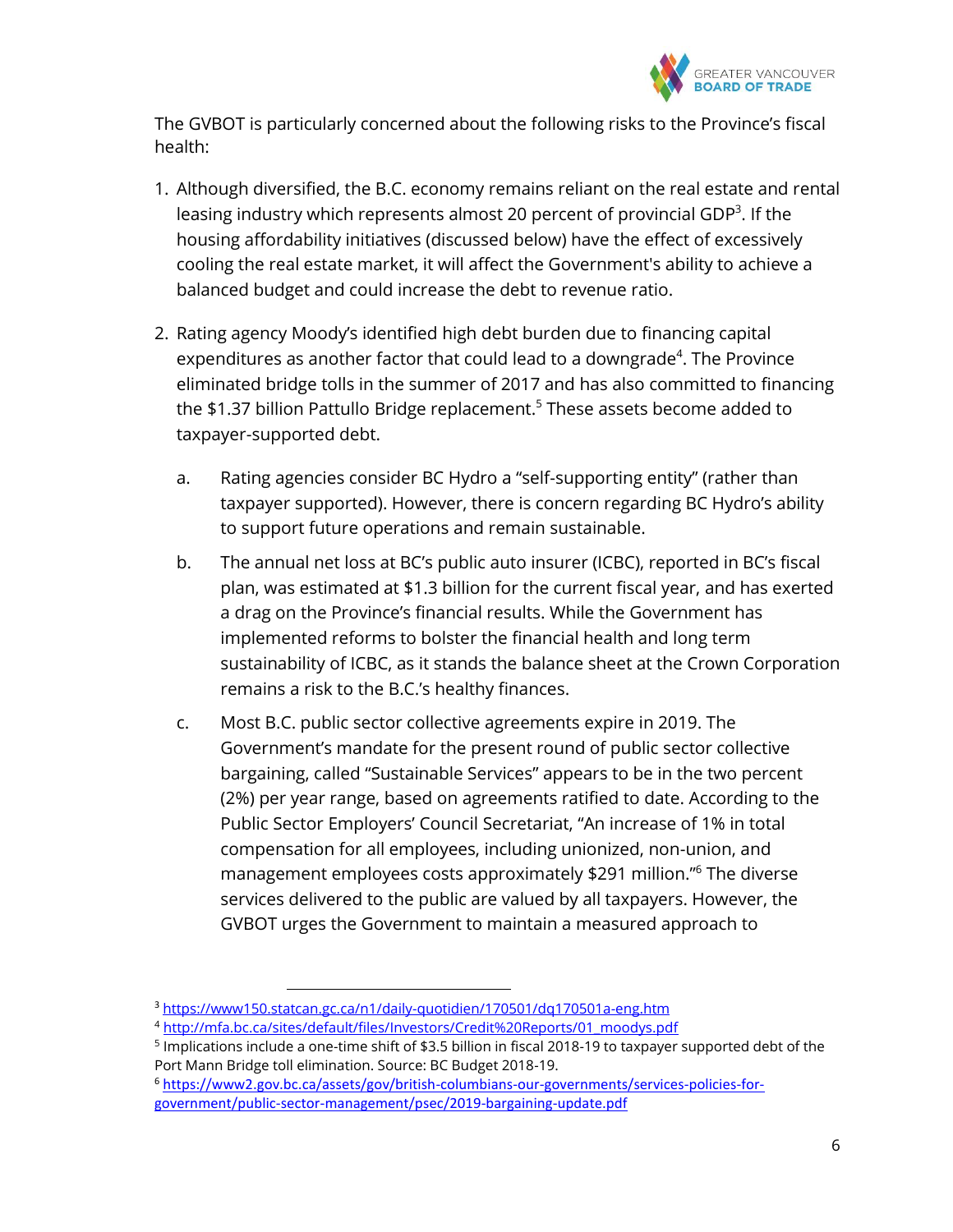The GVBOT is particularly concerned about the following risks to the Province's fiscal health:

1. Although diversified, the B.C. economy remains reliant on the real estate and rental leasing industry which represents almost 20 percent of provincial GDP[3]. If the housing affordability initiatives (discussed below) have the effect of excessively cooling the real estate market, it will affect the Government's ability to achieve a balanced budget and could increase the debt to revenue ratio.

2. Rating agency Moody's identified high debt burden due to financing capital expenditures as another factor that could lead to a downgrade[4]. The Province eliminated bridge tolls in the summer of 2017 and has also committed to financing the $1.37 billion Pattullo Bridge replacement.[5] These assets become added to taxpayer-supported debt.

   a. Rating agencies consider BC Hydro a "self-supporting entity" (rather than taxpayer supported). However, there is concern regarding BC Hydro's ability to support future operations and remain sustainable.

   b. The annual net loss at BC's public auto insurer (ICBC), reported in BC's fiscal plan, was estimated at $1.3 billion for the current fiscal year, and has exerted a drag on the Province's financial results. While the Government has implemented reforms to bolster the financial health and long term sustainability of ICBC, as it stands the balance sheet at the Crown Corporation remains a risk to the B.C.'s healthy finances.

   c. Most B.C. public sector collective agreements expire in 2019. The Government's mandate for the present round of public sector collective bargaining, called "Sustainable Services" appears to be in the two percent (2%) per year range, based on agreements ratified to date. According to the Public Sector Employers' Council Secretariat, "An increase of 1% in total compensation for all employees, including unionized, non-union, and management employees costs approximately $291 million."[6] The diverse services delivered to the public are valued by all taxpayers. However, the GVBOT urges the Government to maintain a measured approach to

---

[3] https://www150.statcan.gc.ca/n1/daily-quotidien/170501/dq170501a-eng.htm

[4] http://mfa.bc.ca/sites/default/files/Investors/Credit%20Reports/01_moodys.pdf

[5] Implications include a one-time shift of $3.5 billion in fiscal 2018-19 to taxpayer supported debt of the Port Mann Bridge toll elimination. Source: BC Budget 2018-19.

[6] https://www2.gov.bc.ca/assets/gov/british-columbians-our-governments/services-policies-for-government/public-sector-management/psec/2019-bargaining-update.pdf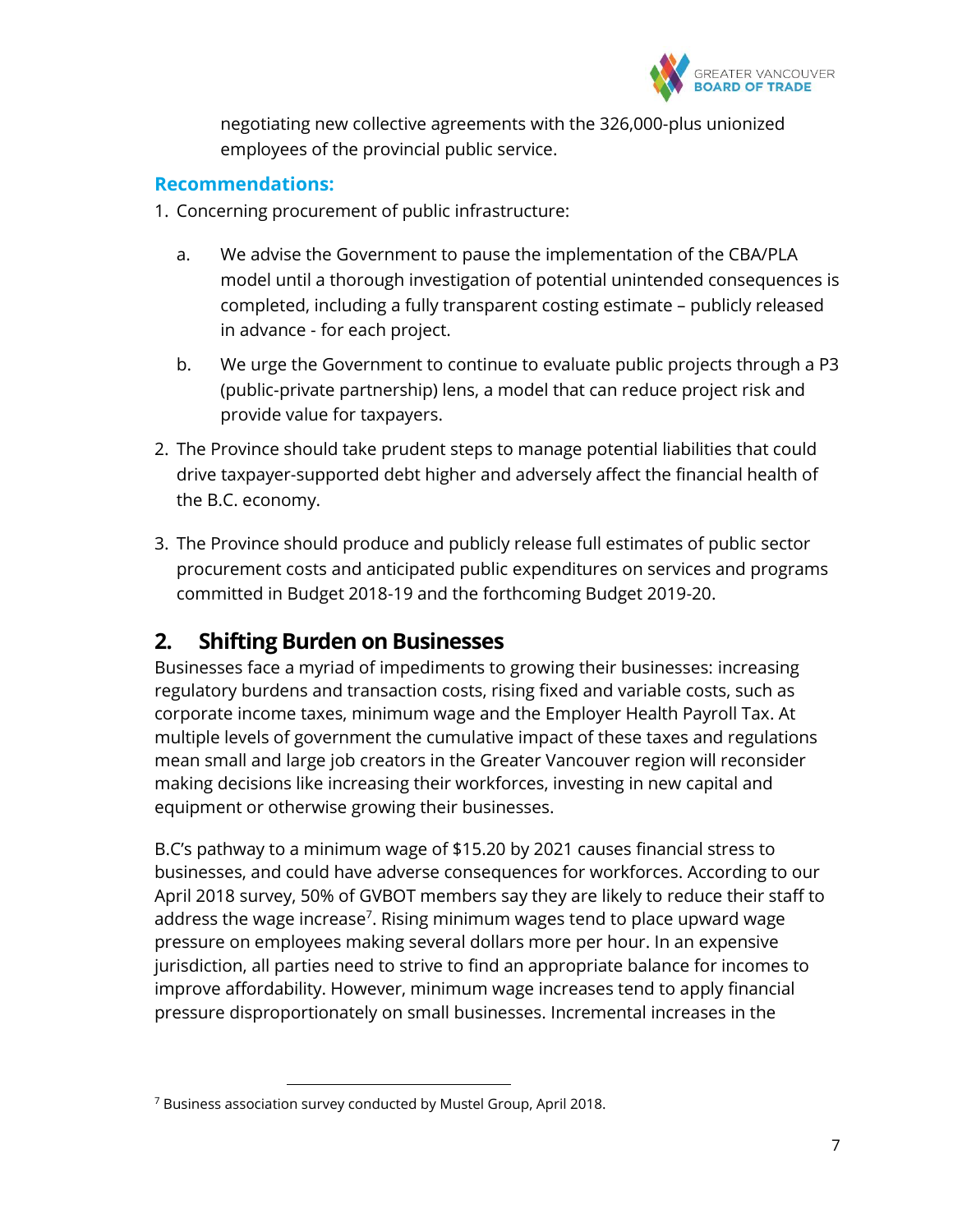negotiating new collective agreements with the 326,000-plus unionized employees of the provincial public service.

**Recommendations:**

1. Concerning procurement of public infrastructure:

   a. We advise the Government to pause the implementation of the CBA/PLA model until a thorough investigation of potential unintended consequences is completed, including a fully transparent costing estimate – publicly released in advance - for each project.

   b. We urge the Government to continue to evaluate public projects through a P3 (public-private partnership) lens, a model that can reduce project risk and provide value for taxpayers.

2. The Province should take prudent steps to manage potential liabilities that could drive taxpayer-supported debt higher and adversely affect the financial health of the B.C. economy.

3. The Province should produce and publicly release full estimates of public sector procurement costs and anticipated public expenditures on services and programs committed in Budget 2018-19 and the forthcoming Budget 2019-20.

## 2. Shifting Burden on Businesses

Businesses face a myriad of impediments to growing their businesses: increasing regulatory burdens and transaction costs, rising fixed and variable costs, such as corporate income taxes, minimum wage and the Employer Health Payroll Tax. At multiple levels of government the cumulative impact of these taxes and regulations mean small and large job creators in the Greater Vancouver region will reconsider making decisions like increasing their workforces, investing in new capital and equipment or otherwise growing their businesses.

B.C's pathway to a minimum wage of $15.20 by 2021 causes financial stress to businesses, and could have adverse consequences for workforces. According to our April 2018 survey, 50% of GVBOT members say they are likely to reduce their staff to address the wage increase[7]. Rising minimum wages tend to place upward wage pressure on employees making several dollars more per hour. In an expensive jurisdiction, all parties need to strive to find an appropriate balance for incomes to improve affordability. However, minimum wage increases tend to apply financial pressure disproportionately on small businesses. Incremental increases in the

[7] Business association survey conducted by Mustel Group, April 2018.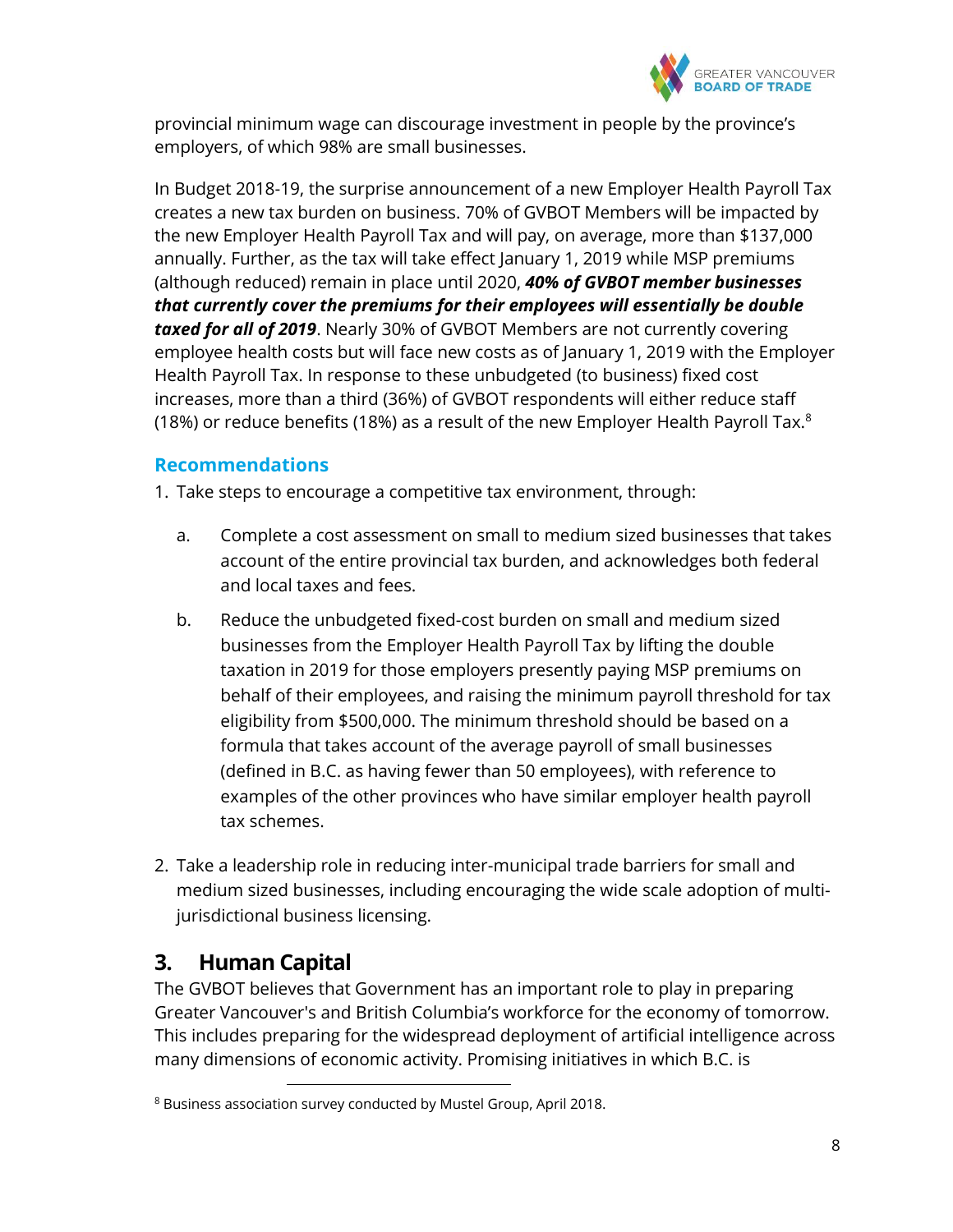provincial minimum wage can discourage investment in people by the province's employers, of which 98% are small businesses.

In Budget 2018-19, the surprise announcement of a new Employer Health Payroll Tax creates a new tax burden on business. 70% of GVBOT Members will be impacted by the new Employer Health Payroll Tax and will pay, on average, more than $137,000 annually. Further, as the tax will take effect January 1, 2019 while MSP premiums (although reduced) remain in place until 2020, ***40% of GVBOT member businesses that currently cover the premiums for their employees will essentially be double taxed for all of 2019***. Nearly 30% of GVBOT Members are not currently covering employee health costs but will face new costs as of January 1, 2019 with the Employer Health Payroll Tax. In response to these unbudgeted (to business) fixed cost increases, more than a third (36%) of GVBOT respondents will either reduce staff (18%) or reduce benefits (18%) as a result of the new Employer Health Payroll Tax.[8]

### Recommendations

1. Take steps to encourage a competitive tax environment, through:
   a. Complete a cost assessment on small to medium sized businesses that takes account of the entire provincial tax burden, and acknowledges both federal and local taxes and fees.
   b. Reduce the unbudgeted fixed-cost burden on small and medium sized businesses from the Employer Health Payroll Tax by lifting the double taxation in 2019 for those employers presently paying MSP premiums on behalf of their employees, and raising the minimum payroll threshold for tax eligibility from $500,000. The minimum threshold should be based on a formula that takes account of the average payroll of small businesses (defined in B.C. as having fewer than 50 employees), with reference to examples of the other provinces who have similar employer health payroll tax schemes.
2. Take a leadership role in reducing inter-municipal trade barriers for small and medium sized businesses, including encouraging the wide scale adoption of multi-jurisdictional business licensing.

## 3. Human Capital

The GVBOT believes that Government has an important role to play in preparing Greater Vancouver's and British Columbia's workforce for the economy of tomorrow. This includes preparing for the widespread deployment of artificial intelligence across many dimensions of economic activity. Promising initiatives in which B.C. is

[8] Business association survey conducted by Mustel Group, April 2018.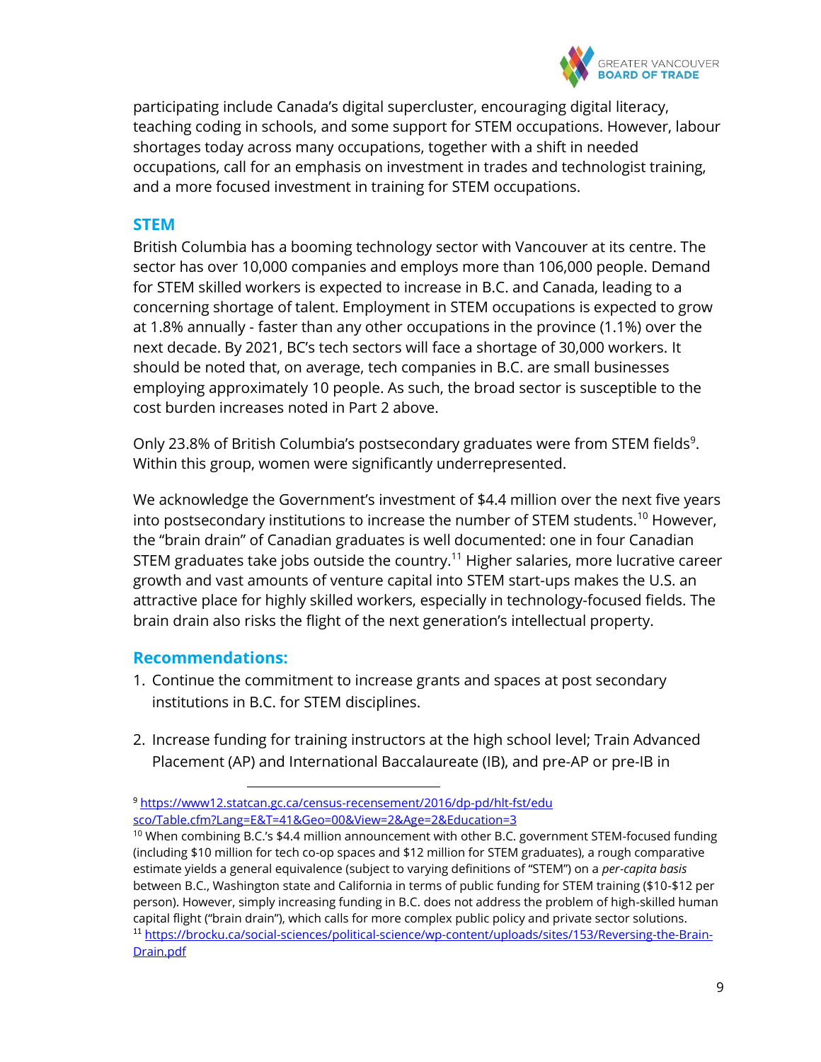participating include Canada's digital supercluster, encouraging digital literacy, teaching coding in schools, and some support for STEM occupations. However, labour shortages today across many occupations, together with a shift in needed occupations, call for an emphasis on investment in trades and technologist training, and a more focused investment in training for STEM occupations.

## STEM

British Columbia has a booming technology sector with Vancouver at its centre. The sector has over 10,000 companies and employs more than 106,000 people. Demand for STEM skilled workers is expected to increase in B.C. and Canada, leading to a concerning shortage of talent. Employment in STEM occupations is expected to grow at 1.8% annually - faster than any other occupations in the province (1.1%) over the next decade. By 2021, BC's tech sectors will face a shortage of 30,000 workers. It should be noted that, on average, tech companies in B.C. are small businesses employing approximately 10 people. As such, the broad sector is susceptible to the cost burden increases noted in Part 2 above.

Only 23.8% of British Columbia's postsecondary graduates were from STEM fields[9]. Within this group, women were significantly underrepresented.

We acknowledge the Government's investment of $4.4 million over the next five years into postsecondary institutions to increase the number of STEM students.[10] However, the "brain drain" of Canadian graduates is well documented: one in four Canadian STEM graduates take jobs outside the country.[11] Higher salaries, more lucrative career growth and vast amounts of venture capital into STEM start-ups makes the U.S. an attractive place for highly skilled workers, especially in technology-focused fields. The brain drain also risks the flight of the next generation's intellectual property.

### Recommendations:

1. Continue the commitment to increase grants and spaces at post secondary institutions in B.C. for STEM disciplines.

2. Increase funding for training instructors at the high school level; Train Advanced Placement (AP) and International Baccalaureate (IB), and pre-AP or pre-IB in

---

[9] https://www12.statcan.gc.ca/census-recensement/2016/dp-pd/hlt-fst/edu sco/Table.cfm?Lang=E&T=41&Geo=00&View=2&Age=2&Education=3

[10] When combining B.C.'s $4.4 million announcement with other B.C. government STEM-focused funding (including $10 million for tech co-op spaces and $12 million for STEM graduates), a rough comparative estimate yields a general equivalence (subject to varying definitions of "STEM") on a *per-capita basis* between B.C., Washington state and California in terms of public funding for STEM training ($10-$12 per person). However, simply increasing funding in B.C. does not address the problem of high-skilled human capital flight ("brain drain"), which calls for more complex public policy and private sector solutions.

[11] https://brocku.ca/social-sciences/political-science/wp-content/uploads/sites/153/Reversing-the-Brain-Drain.pdf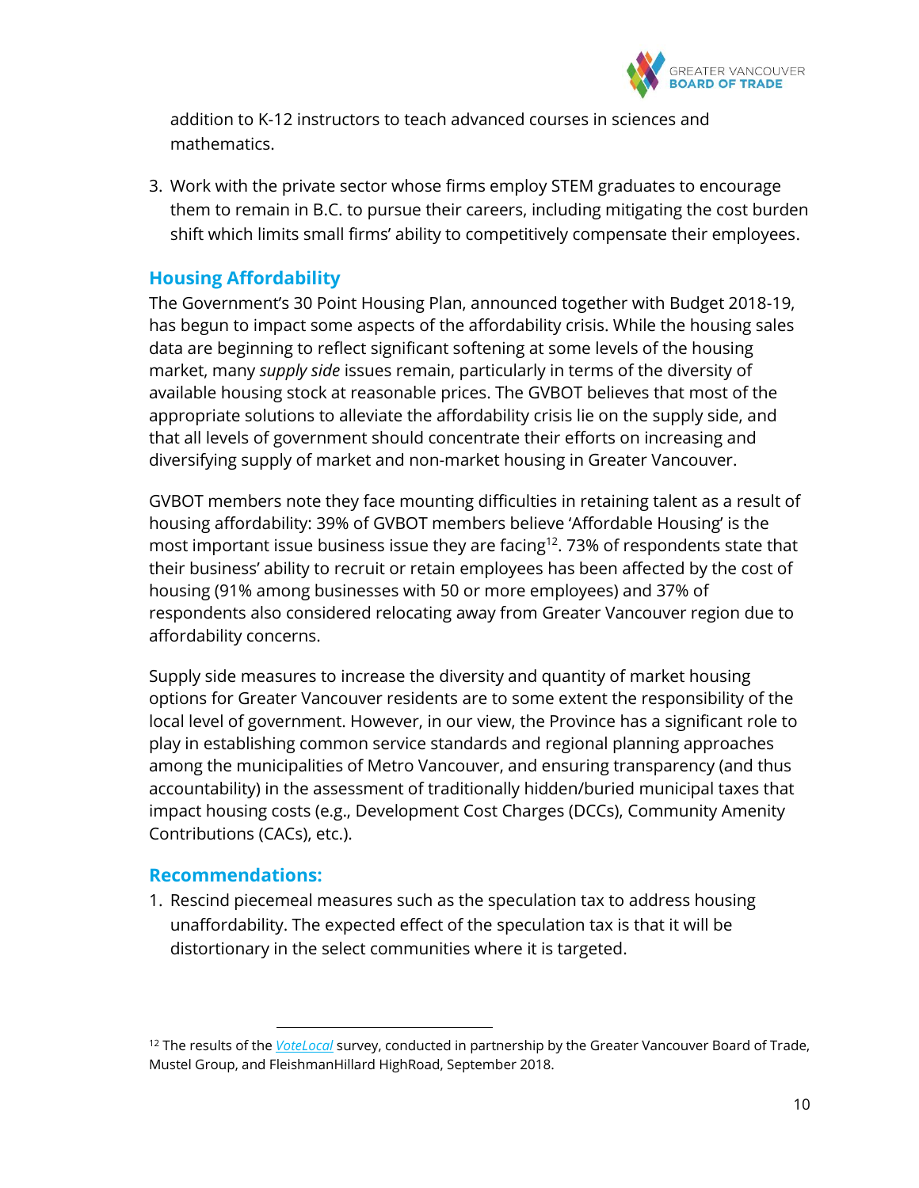addition to K-12 instructors to teach advanced courses in sciences and mathematics.

3. Work with the private sector whose firms employ STEM graduates to encourage them to remain in B.C. to pursue their careers, including mitigating the cost burden shift which limits small firms' ability to competitively compensate their employees.

## Housing Affordability

The Government's 30 Point Housing Plan, announced together with Budget 2018-19, has begun to impact some aspects of the affordability crisis. While the housing sales data are beginning to reflect significant softening at some levels of the housing market, many *supply side* issues remain, particularly in terms of the diversity of available housing stock at reasonable prices. The GVBOT believes that most of the appropriate solutions to alleviate the affordability crisis lie on the supply side, and that all levels of government should concentrate their efforts on increasing and diversifying supply of market and non-market housing in Greater Vancouver.

GVBOT members note they face mounting difficulties in retaining talent as a result of housing affordability: 39% of GVBOT members believe 'Affordable Housing' is the most important issue business issue they are facing[12]. 73% of respondents state that their business' ability to recruit or retain employees has been affected by the cost of housing (91% among businesses with 50 or more employees) and 37% of respondents also considered relocating away from Greater Vancouver region due to affordability concerns.

Supply side measures to increase the diversity and quantity of market housing options for Greater Vancouver residents are to some extent the responsibility of the local level of government. However, in our view, the Province has a significant role to play in establishing common service standards and regional planning approaches among the municipalities of Metro Vancouver, and ensuring transparency (and thus accountability) in the assessment of traditionally hidden/buried municipal taxes that impact housing costs (e.g., Development Cost Charges (DCCs), Community Amenity Contributions (CACs), etc.).

### Recommendations:

1. Rescind piecemeal measures such as the speculation tax to address housing unaffordability. The expected effect of the speculation tax is that it will be distortionary in the select communities where it is targeted.

---

[12] The results of the *VoteLocal* survey, conducted in partnership by the Greater Vancouver Board of Trade, Mustel Group, and FleishmanHillard HighRoad, September 2018.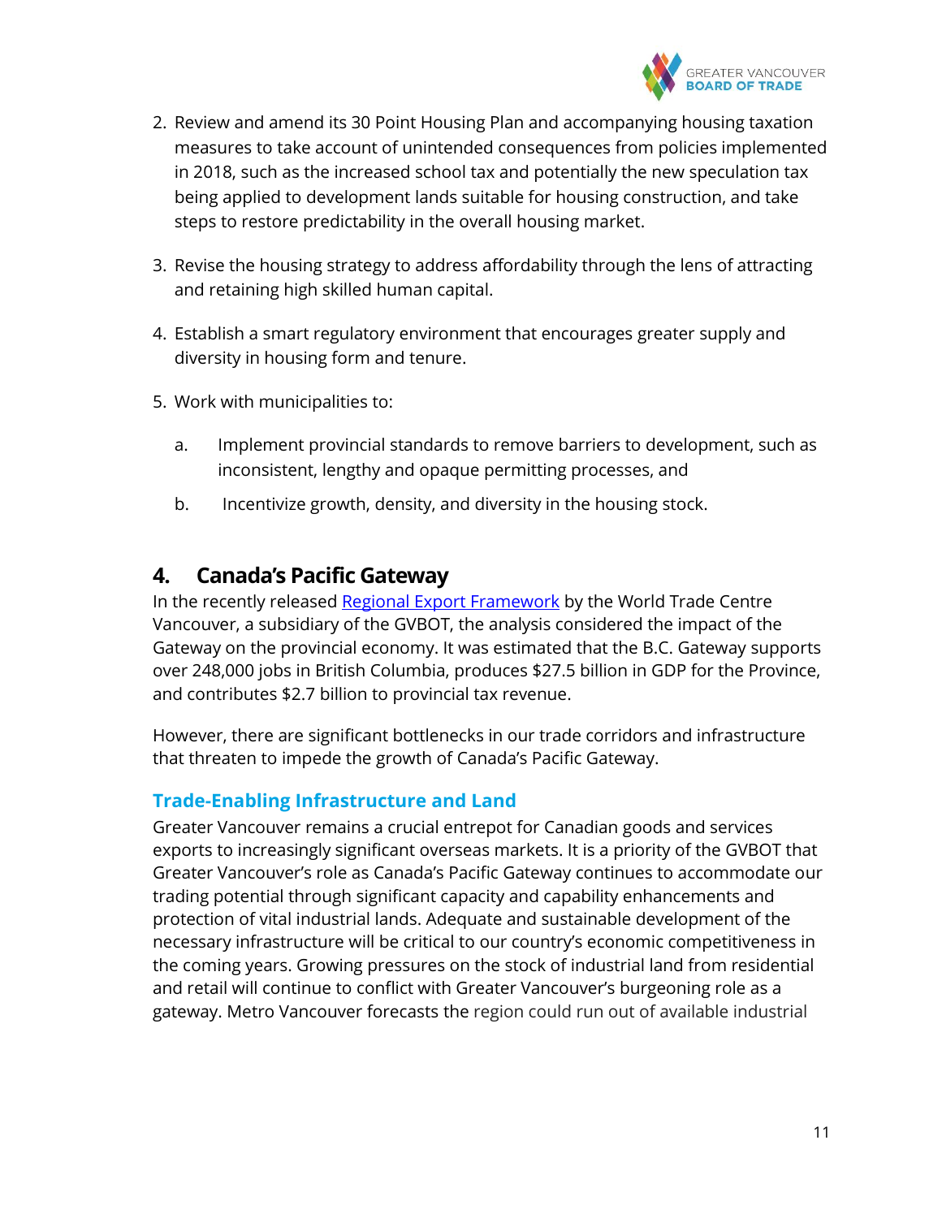2. Review and amend its 30 Point Housing Plan and accompanying housing taxation measures to take account of unintended consequences from policies implemented in 2018, such as the increased school tax and potentially the new speculation tax being applied to development lands suitable for housing construction, and take steps to restore predictability in the overall housing market.

3. Revise the housing strategy to address affordability through the lens of attracting and retaining high skilled human capital.

4. Establish a smart regulatory environment that encourages greater supply and diversity in housing form and tenure.

5. Work with municipalities to:

   a. Implement provincial standards to remove barriers to development, such as inconsistent, lengthy and opaque permitting processes, and

   b. Incentivize growth, density, and diversity in the housing stock.

## 4. Canada's Pacific Gateway

In the recently released Regional Export Framework by the World Trade Centre Vancouver, a subsidiary of the GVBOT, the analysis considered the impact of the Gateway on the provincial economy. It was estimated that the B.C. Gateway supports over 248,000 jobs in British Columbia, produces $27.5 billion in GDP for the Province, and contributes $2.7 billion to provincial tax revenue.

However, there are significant bottlenecks in our trade corridors and infrastructure that threaten to impede the growth of Canada's Pacific Gateway.

### Trade-Enabling Infrastructure and Land

Greater Vancouver remains a crucial entrepot for Canadian goods and services exports to increasingly significant overseas markets. It is a priority of the GVBOT that Greater Vancouver's role as Canada's Pacific Gateway continues to accommodate our trading potential through significant capacity and capability enhancements and protection of vital industrial lands. Adequate and sustainable development of the necessary infrastructure will be critical to our country's economic competitiveness in the coming years. Growing pressures on the stock of industrial land from residential and retail will continue to conflict with Greater Vancouver's burgeoning role as a gateway. Metro Vancouver forecasts the region could run out of available industrial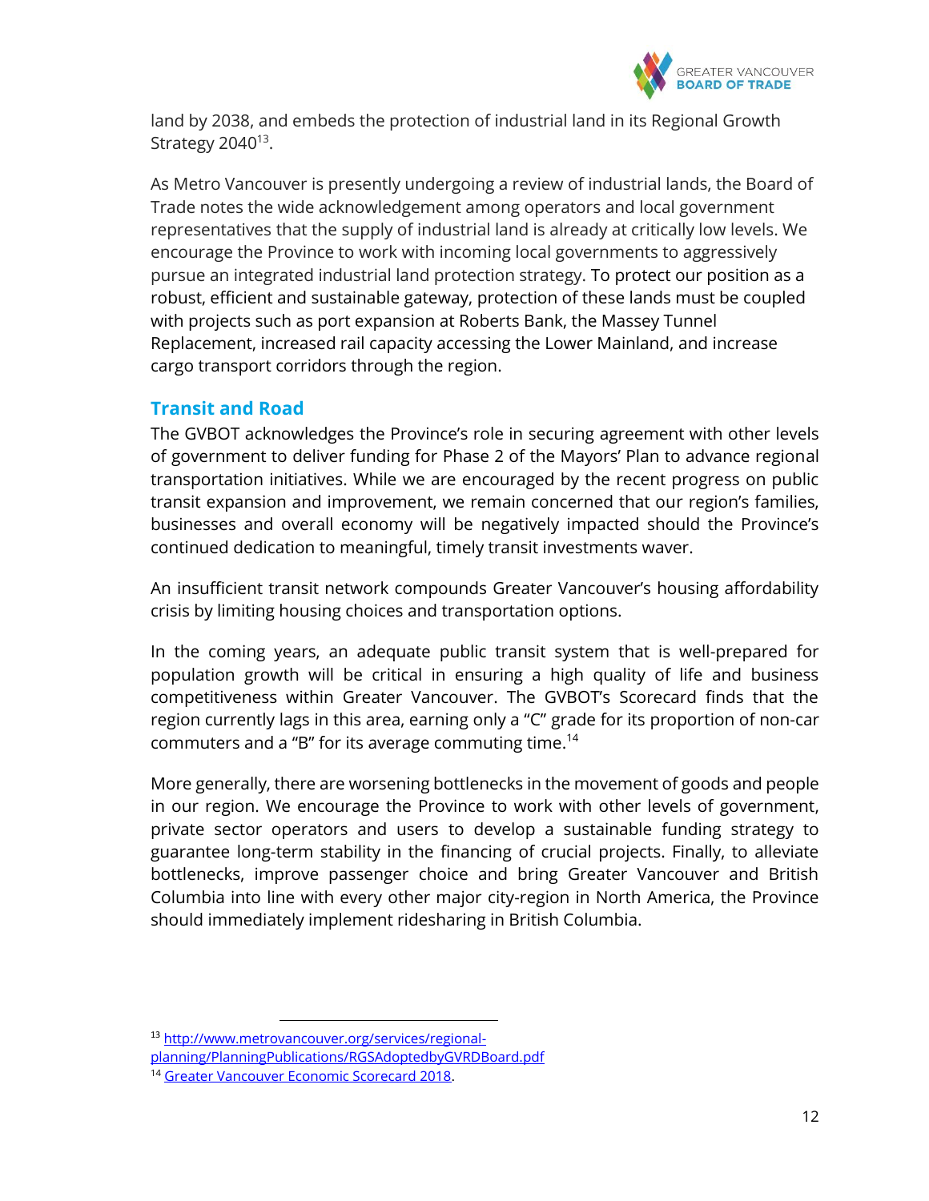land by 2038, and embeds the protection of industrial land in its Regional Growth Strategy 2040[13].

As Metro Vancouver is presently undergoing a review of industrial lands, the Board of Trade notes the wide acknowledgement among operators and local government representatives that the supply of industrial land is already at critically low levels. We encourage the Province to work with incoming local governments to aggressively pursue an integrated industrial land protection strategy. To protect our position as a robust, efficient and sustainable gateway, protection of these lands must be coupled with projects such as port expansion at Roberts Bank, the Massey Tunnel Replacement, increased rail capacity accessing the Lower Mainland, and increase cargo transport corridors through the region.

## Transit and Road

The GVBOT acknowledges the Province's role in securing agreement with other levels of government to deliver funding for Phase 2 of the Mayors' Plan to advance regional transportation initiatives. While we are encouraged by the recent progress on public transit expansion and improvement, we remain concerned that our region's families, businesses and overall economy will be negatively impacted should the Province's continued dedication to meaningful, timely transit investments waver.

An insufficient transit network compounds Greater Vancouver's housing affordability crisis by limiting housing choices and transportation options.

In the coming years, an adequate public transit system that is well-prepared for population growth will be critical in ensuring a high quality of life and business competitiveness within Greater Vancouver. The GVBOT's Scorecard finds that the region currently lags in this area, earning only a "C" grade for its proportion of non-car commuters and a "B" for its average commuting time.[14]

More generally, there are worsening bottlenecks in the movement of goods and people in our region. We encourage the Province to work with other levels of government, private sector operators and users to develop a sustainable funding strategy to guarantee long-term stability in the financing of crucial projects. Finally, to alleviate bottlenecks, improve passenger choice and bring Greater Vancouver and British Columbia into line with every other major city-region in North America, the Province should immediately implement ridesharing in British Columbia.

---

[13] http://www.metrovancouver.org/services/regional-planning/PlanningPublications/RGSAdoptedbyGVRDBoard.pdf

[14] Greater Vancouver Economic Scorecard 2018.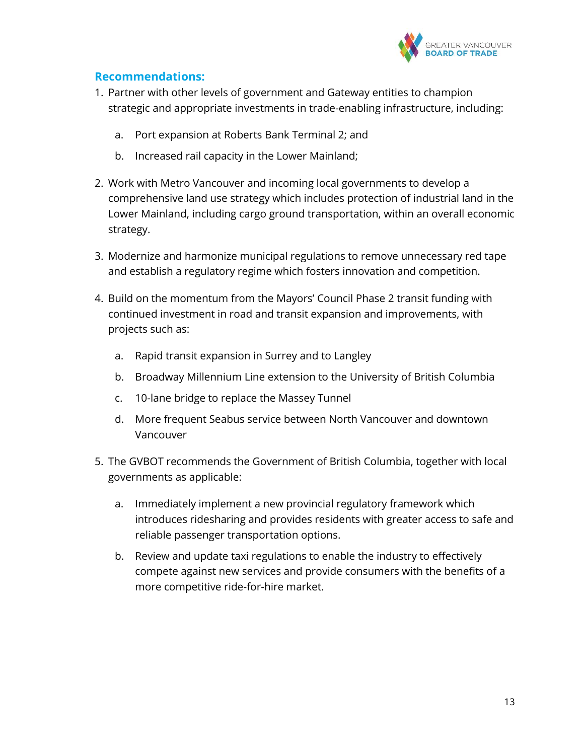## Recommendations:

1. Partner with other levels of government and Gateway entities to champion strategic and appropriate investments in trade-enabling infrastructure, including:
   a. Port expansion at Roberts Bank Terminal 2; and
   b. Increased rail capacity in the Lower Mainland;
2. Work with Metro Vancouver and incoming local governments to develop a comprehensive land use strategy which includes protection of industrial land in the Lower Mainland, including cargo ground transportation, within an overall economic strategy.
3. Modernize and harmonize municipal regulations to remove unnecessary red tape and establish a regulatory regime which fosters innovation and competition.
4. Build on the momentum from the Mayors' Council Phase 2 transit funding with continued investment in road and transit expansion and improvements, with projects such as:
   a. Rapid transit expansion in Surrey and to Langley
   b. Broadway Millennium Line extension to the University of British Columbia
   c. 10-lane bridge to replace the Massey Tunnel
   d. More frequent Seabus service between North Vancouver and downtown Vancouver
5. The GVBOT recommends the Government of British Columbia, together with local governments as applicable:
   a. Immediately implement a new provincial regulatory framework which introduces ridesharing and provides residents with greater access to safe and reliable passenger transportation options.
   b. Review and update taxi regulations to enable the industry to effectively compete against new services and provide consumers with the benefits of a more competitive ride-for-hire market.